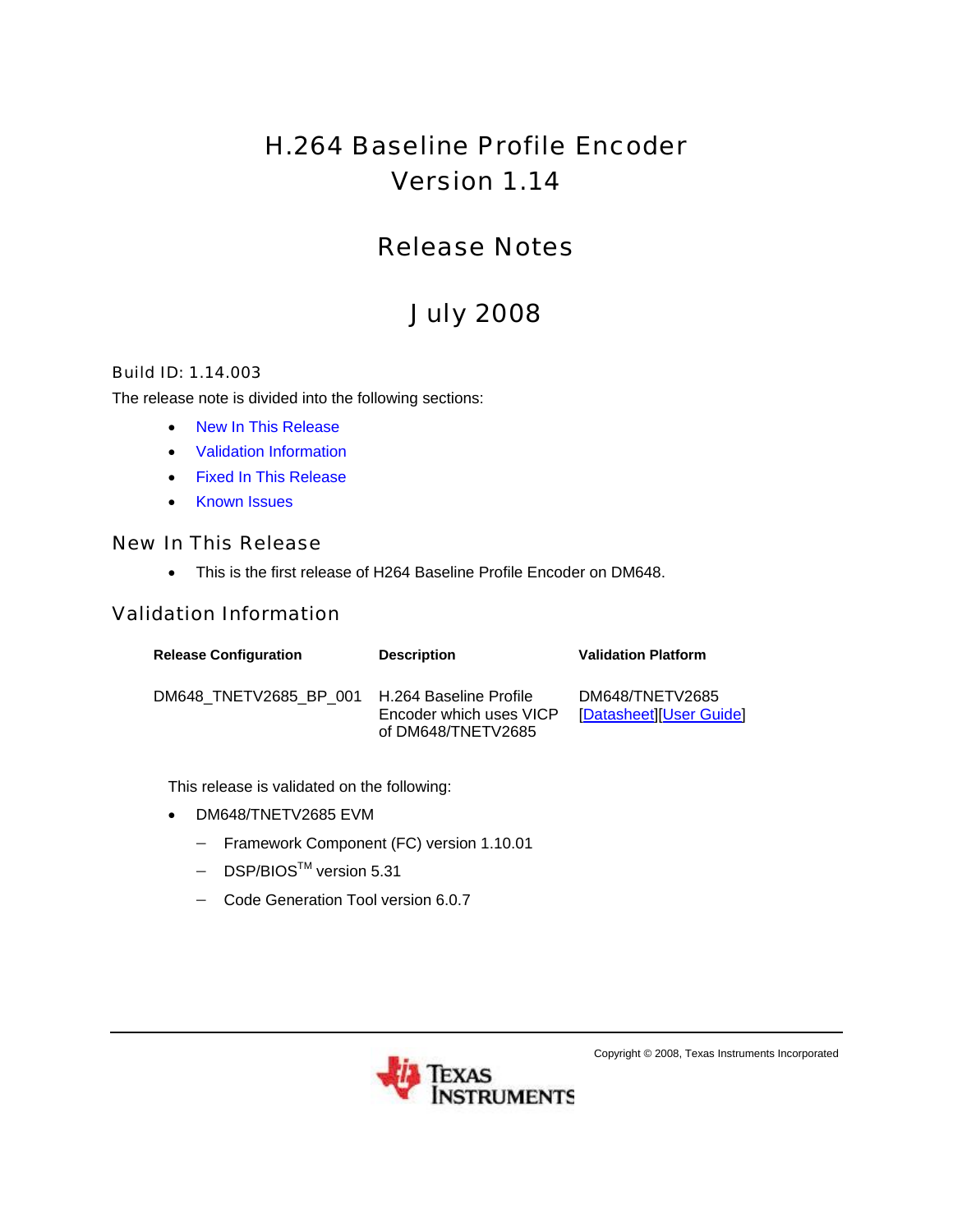# H.264 Baseline Profile Encoder Version 1.14

## Release Notes

## July 2008

Build ID: 1.14.003

The release note is divided into the following sections:

- New In This Release
- Validation Information
- Fixed In This Release
- Known Issues

### New In This Release

- This is the first release of H264 Baseline Profile Encoder on DM648.

### Validation Information

| Release Configuration | Description | Validation Platform |
|---|---|---|
| DM648_TNETV2685_BP_001 | H.264 Baseline Profile Encoder which uses VICP of DM648/TNETV2685 | DM648/TNETV2685 [Datasheet][User Guide] |

This release is validated on the following:

- DM648/TNETV2685 EVM
  - Framework Component (FC) version 1.10.01
  - DSP/BIOS™ version 5.31
  - Code Generation Tool version 6.0.7

Copyright © 2008, Texas Instruments Incorporated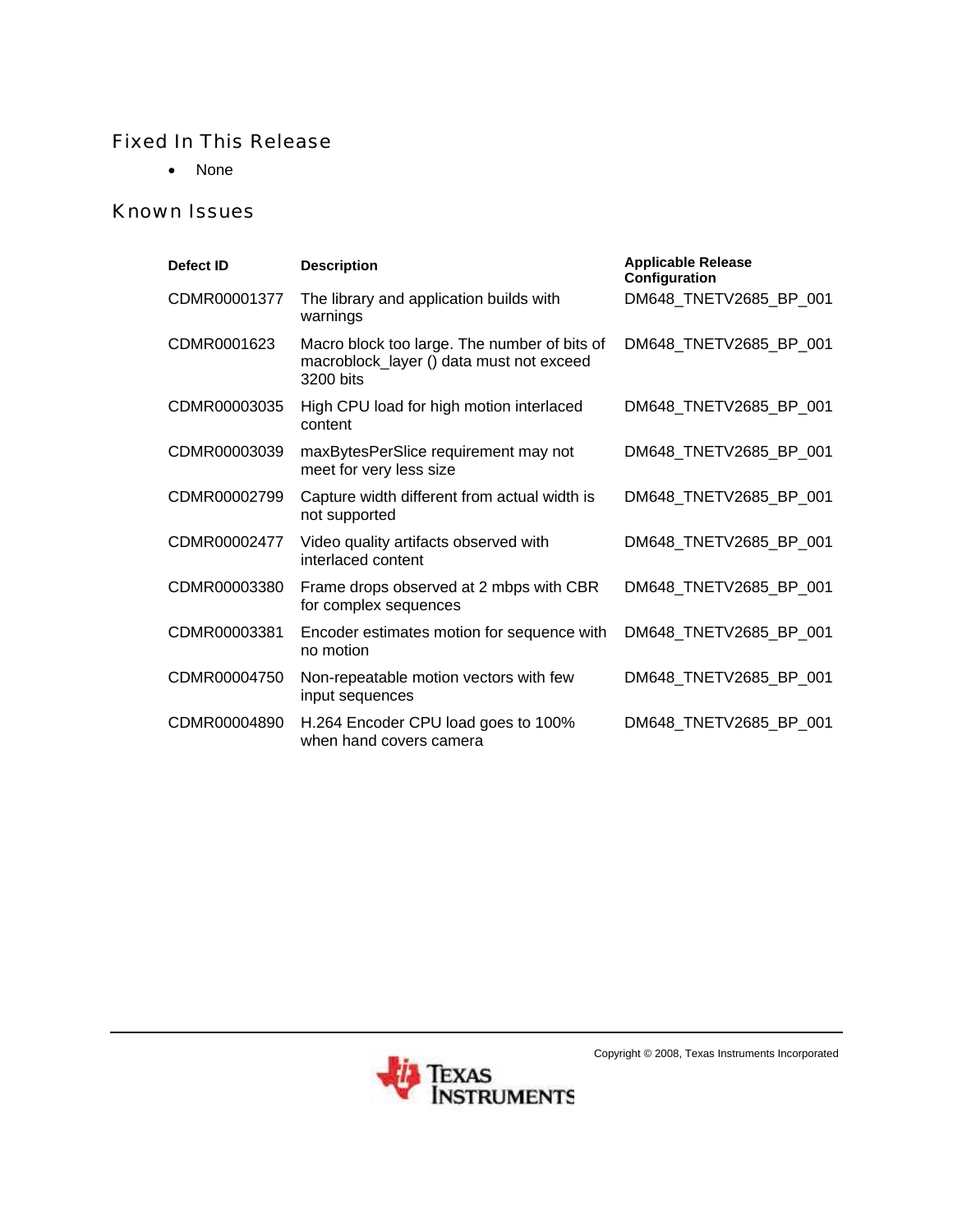## Fixed In This Release

- None

## Known Issues

| Defect ID | Description | Applicable Release Configuration |
|---|---|---|
| CDMR00001377 | The library and application builds with warnings | DM648_TNETV2685_BP_001 |
| CDMR0001623 | Macro block too large. The number of bits of macroblock_layer () data must not exceed 3200 bits | DM648_TNETV2685_BP_001 |
| CDMR00003035 | High CPU load for high motion interlaced content | DM648_TNETV2685_BP_001 |
| CDMR00003039 | maxBytesPerSlice requirement may not meet for very less size | DM648_TNETV2685_BP_001 |
| CDMR00002799 | Capture width different from actual width is not supported | DM648_TNETV2685_BP_001 |
| CDMR00002477 | Video quality artifacts observed with interlaced content | DM648_TNETV2685_BP_001 |
| CDMR00003380 | Frame drops observed at 2 mbps with CBR for complex sequences | DM648_TNETV2685_BP_001 |
| CDMR00003381 | Encoder estimates motion for sequence with no motion | DM648_TNETV2685_BP_001 |
| CDMR00004750 | Non-repeatable motion vectors with few input sequences | DM648_TNETV2685_BP_001 |
| CDMR00004890 | H.264 Encoder CPU load goes to 100% when hand covers camera | DM648_TNETV2685_BP_001 |